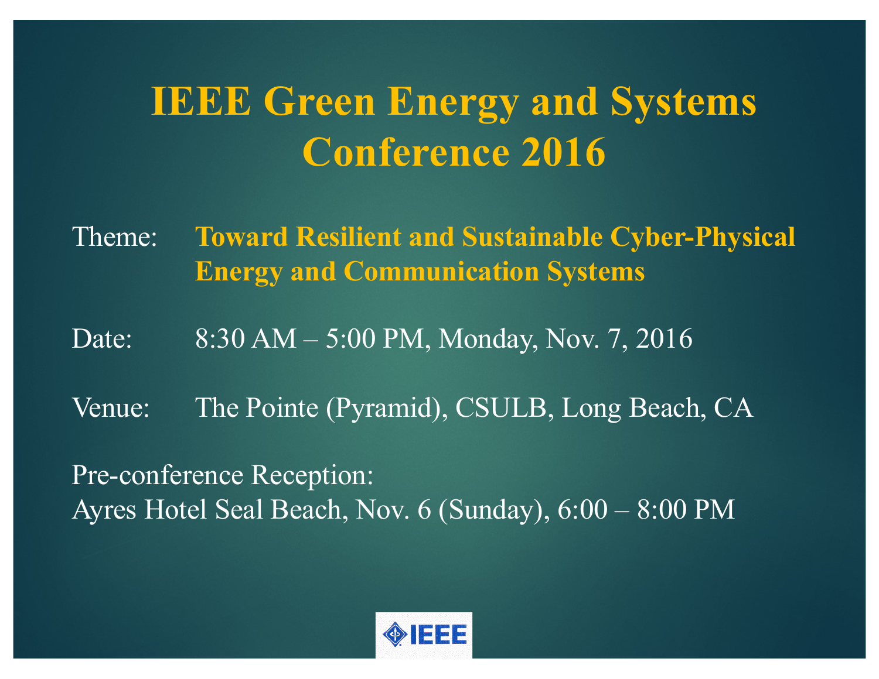# IEEE Green Energy and Systems Conference 2016

Theme: **Toward Resilient and Sustainable Cyber-Physical Energy and Communication Systems**

Date: 8:30 AM – 5:00 PM, Monday, Nov. 7, 2016

Venue: The Pointe (Pyramid), CSULB, Long Beach, CA

Pre-conference Reception:
Ayres Hotel Seal Beach, Nov. 6 (Sunday), 6:00 – 8:00 PM

IEEE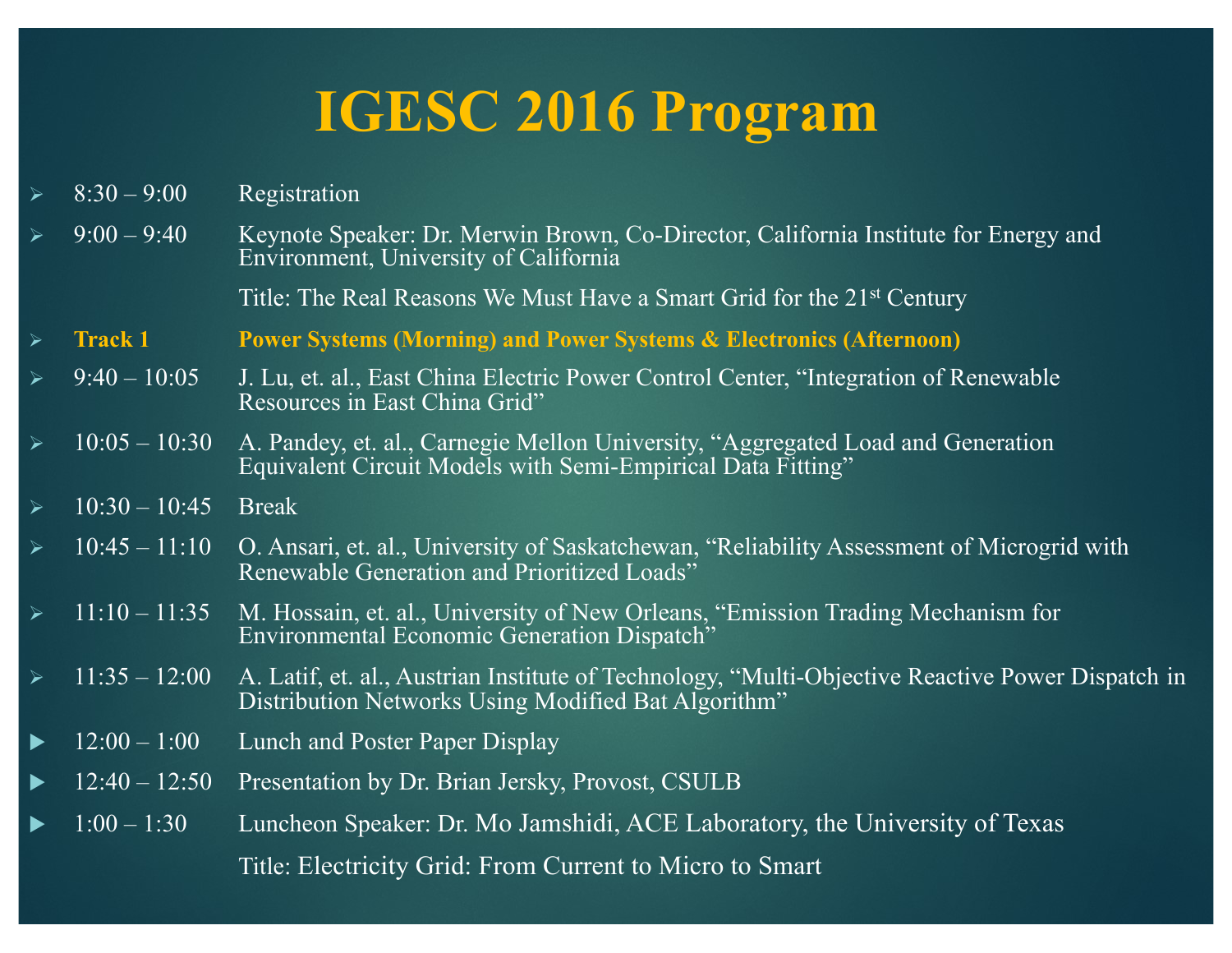# IGESC 2016 Program

- 8:30 – 9:00 Registration
- 9:00 – 9:40 Keynote Speaker: Dr. Merwin Brown, Co-Director, California Institute for Energy and Environment, University of California

  Title: The Real Reasons We Must Have a Smart Grid for the 21st Century
- **Track 1** **Power Systems (Morning) and Power Systems & Electronics (Afternoon)**
- 9:40 – 10:05 J. Lu, et. al., East China Electric Power Control Center, "Integration of Renewable Resources in East China Grid"
- 10:05 – 10:30 A. Pandey, et. al., Carnegie Mellon University, "Aggregated Load and Generation Equivalent Circuit Models with Semi-Empirical Data Fitting"
- 10:30 – 10:45 Break
- 10:45 – 11:10 O. Ansari, et. al., University of Saskatchewan, "Reliability Assessment of Microgrid with Renewable Generation and Prioritized Loads"
- 11:10 – 11:35 M. Hossain, et. al., University of New Orleans, "Emission Trading Mechanism for Environmental Economic Generation Dispatch"
- 11:35 – 12:00 A. Latif, et. al., Austrian Institute of Technology, "Multi-Objective Reactive Power Dispatch in Distribution Networks Using Modified Bat Algorithm"
- 12:00 – 1:00 Lunch and Poster Paper Display
- 12:40 – 12:50 Presentation by Dr. Brian Jersky, Provost, CSULB
- 1:00 – 1:30 Luncheon Speaker: Dr. Mo Jamshidi, ACE Laboratory, the University of Texas

  Title: Electricity Grid: From Current to Micro to Smart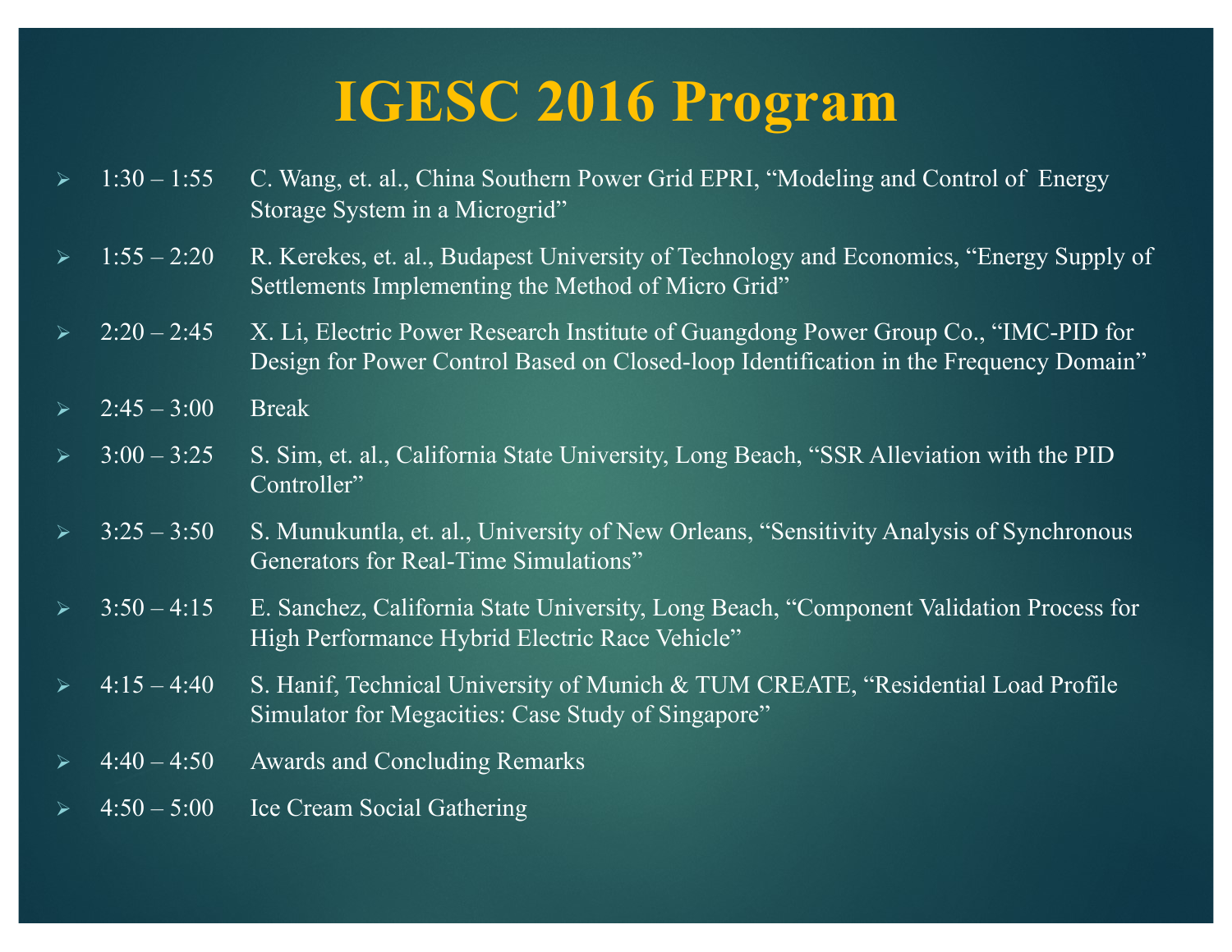# IGESC 2016 Program

- 1:30 – 1:55 C. Wang, et. al., China Southern Power Grid EPRI, "Modeling and Control of Energy Storage System in a Microgrid"
- 1:55 – 2:20 R. Kerekes, et. al., Budapest University of Technology and Economics, "Energy Supply of Settlements Implementing the Method of Micro Grid"
- 2:20 – 2:45 X. Li, Electric Power Research Institute of Guangdong Power Group Co., "IMC-PID for Design for Power Control Based on Closed-loop Identification in the Frequency Domain"
- 2:45 – 3:00 Break
- 3:00 – 3:25 S. Sim, et. al., California State University, Long Beach, "SSR Alleviation with the PID Controller"
- 3:25 – 3:50 S. Munukuntla, et. al., University of New Orleans, "Sensitivity Analysis of Synchronous Generators for Real-Time Simulations"
- 3:50 – 4:15 E. Sanchez, California State University, Long Beach, "Component Validation Process for High Performance Hybrid Electric Race Vehicle"
- 4:15 – 4:40 S. Hanif, Technical University of Munich & TUM CREATE, "Residential Load Profile Simulator for Megacities: Case Study of Singapore"
- 4:40 – 4:50 Awards and Concluding Remarks
- 4:50 – 5:00 Ice Cream Social Gathering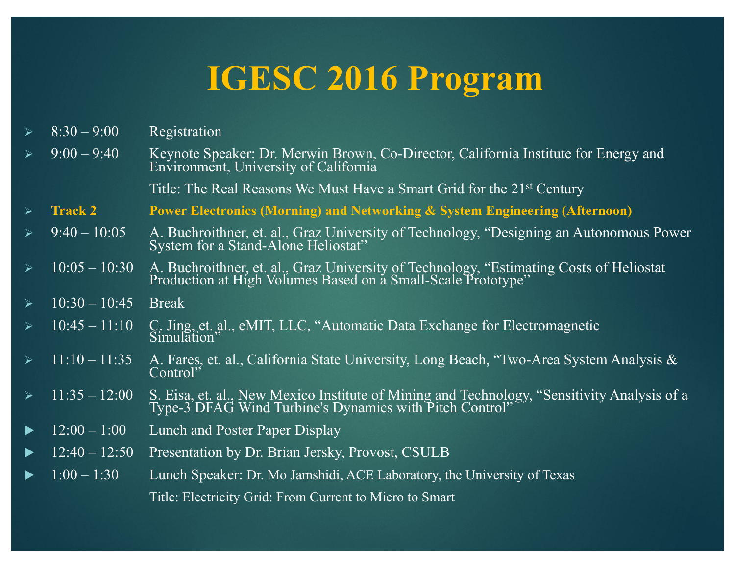# IGESC 2016 Program

- 8:30 – 9:00 Registration
- 9:00 – 9:40 Keynote Speaker: Dr. Merwin Brown, Co-Director, California Institute for Energy and Environment, University of California

  Title: The Real Reasons We Must Have a Smart Grid for the 21st Century
- **Track 2** **Power Electronics (Morning) and Networking & System Engineering (Afternoon)**
- 9:40 – 10:05 A. Buchroithner, et. al., Graz University of Technology, "Designing an Autonomous Power System for a Stand-Alone Heliostat"
- 10:05 – 10:30 A. Buchroithner, et. al., Graz University of Technology, "Estimating Costs of Heliostat Production at High Volumes Based on a Small-Scale Prototype"
- 10:30 – 10:45 Break
- 10:45 – 11:10 C. Jing, et. al., eMIT, LLC, "Automatic Data Exchange for Electromagnetic Simulation"
- 11:10 – 11:35 A. Fares, et. al., California State University, Long Beach, "Two-Area System Analysis & Control"
- 11:35 – 12:00 S. Eisa, et. al., New Mexico Institute of Mining and Technology, "Sensitivity Analysis of a Type-3 DFAG Wind Turbine's Dynamics with Pitch Control"
- 12:00 – 1:00 Lunch and Poster Paper Display
- 12:40 – 12:50 Presentation by Dr. Brian Jersky, Provost, CSULB
- 1:00 – 1:30 Lunch Speaker: Dr. Mo Jamshidi, ACE Laboratory, the University of Texas

  Title: Electricity Grid: From Current to Micro to Smart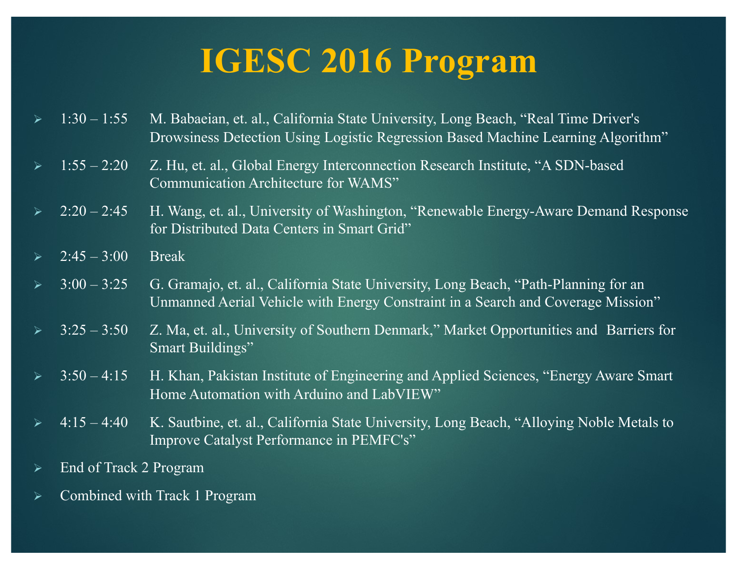# IGESC 2016 Program

- 1:30 – 1:55 M. Babaeian, et. al., California State University, Long Beach, "Real Time Driver's Drowsiness Detection Using Logistic Regression Based Machine Learning Algorithm"
- 1:55 – 2:20 Z. Hu, et. al., Global Energy Interconnection Research Institute, "A SDN-based Communication Architecture for WAMS"
- 2:20 – 2:45 H. Wang, et. al., University of Washington, "Renewable Energy-Aware Demand Response for Distributed Data Centers in Smart Grid"
- 2:45 – 3:00 Break
- 3:00 – 3:25 G. Gramajo, et. al., California State University, Long Beach, "Path-Planning for an Unmanned Aerial Vehicle with Energy Constraint in a Search and Coverage Mission"
- 3:25 – 3:50 Z. Ma, et. al., University of Southern Denmark," Market Opportunities and Barriers for Smart Buildings"
- 3:50 – 4:15 H. Khan, Pakistan Institute of Engineering and Applied Sciences, "Energy Aware Smart Home Automation with Arduino and LabVIEW"
- 4:15 – 4:40 K. Sautbine, et. al., California State University, Long Beach, "Alloying Noble Metals to Improve Catalyst Performance in PEMFC's"
- End of Track 2 Program
- Combined with Track 1 Program